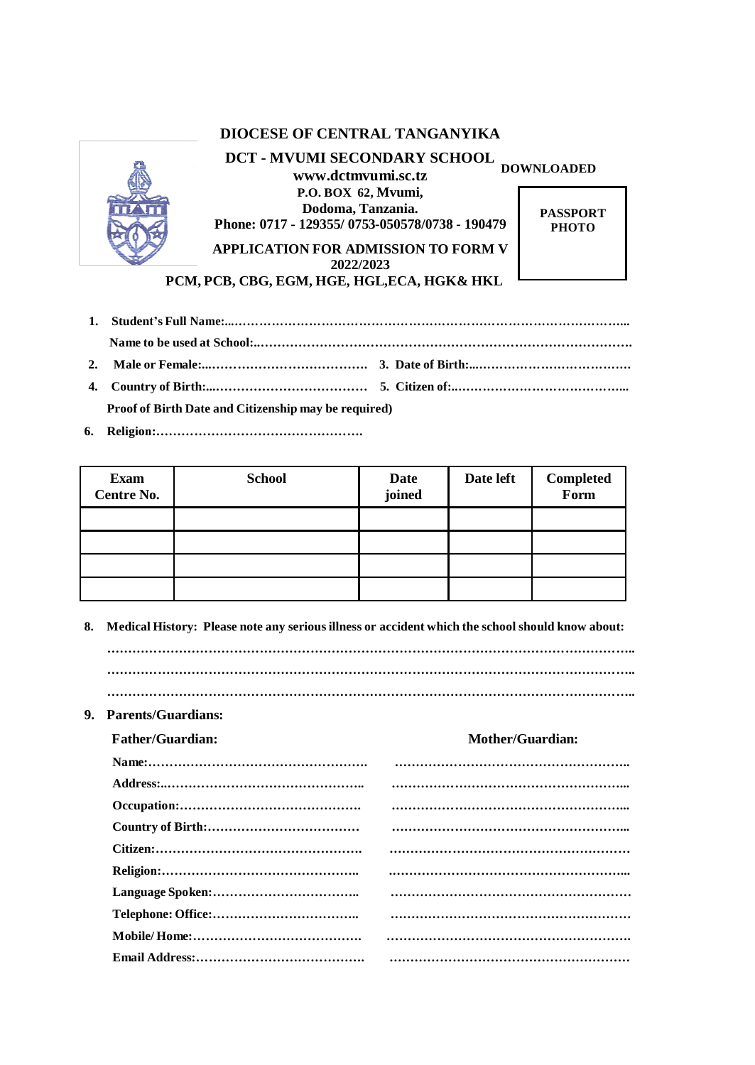# DIOCESE OF CENTRAL TANGANYIKA

## DCT - MVUMI SECONDARY SCHOOL

**www.dctmvumi.sc.tz**

**P.O. BOX 62, Mvumi,**

**Dodoma, Tanzania.**

**Phone: 0717 - 129355/ 0753-050578/0738 - 190479**

**DOWNLOADED**

**PASSPORT PHOTO**

## APPLICATION FOR ADMISSION TO FORM V 2022/2023

**PCM, PCB, CBG, EGM, HGE, HGL,ECA, HGK& HKL**

1. **Student's Full Name:..........................................................................................**

   **Name to be used at School:...............................................................................**

2. **Male or Female:.....................................** 3. **Date of Birth:.....................................**

4. **Country of Birth:...................................** 5. **Citizen of:........................................**

   **Proof of Birth Date and Citizenship may be required)**

6. **Religion:...............................................**

| Exam Centre No. | School | Date joined | Date left | Completed Form |
|---|---|---|---|---|
| | | | | |
| | | | | |
| | | | | |
| | | | | |

8. **Medical History: Please note any serious illness or accident which the school should know about:**

   **...........................................................................................................**

   **...........................................................................................................**

   **...........................................................................................................**

9. **Parents/Guardians:**

| **Father/Guardian:** | **Mother/Guardian:** |
|---|---|
| **Name:...............................................** | **...............................................** |
| **Address:...........................................** | **...............................................** |
| **Occupation:.......................................** | **...............................................** |
| **Country of Birth:...............................** | **...............................................** |
| **Citizen:.............................................** | **...............................................** |
| **Religion:...........................................** | **...............................................** |
| **Language Spoken:...............................** | **...............................................** |
| **Telephone: Office:..............................** | **...............................................** |
| **Mobile/ Home:....................................** | **...............................................** |
| **Email Address:...................................** | **...............................................** |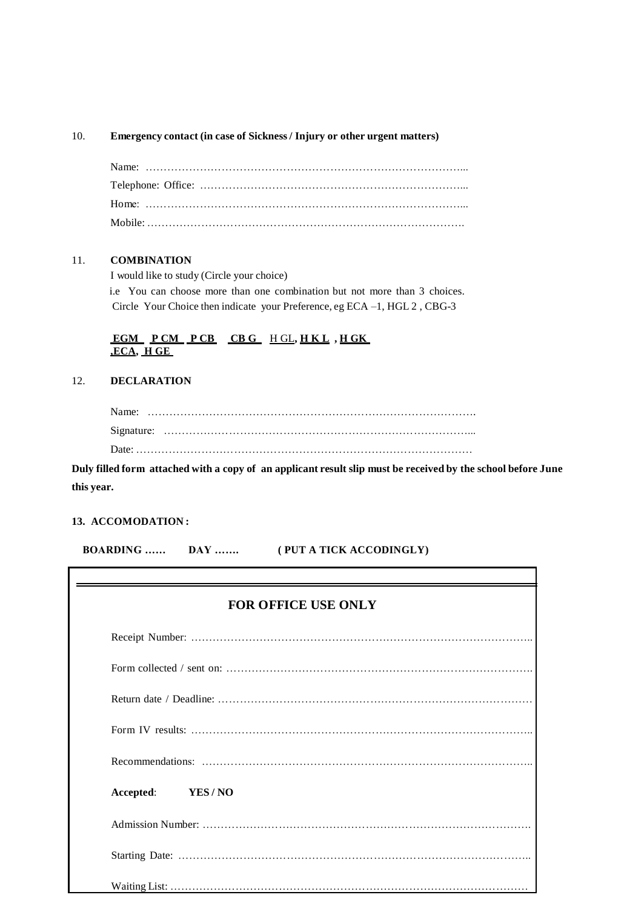10. **Emergency contact (in case of Sickness / Injury or other urgent matters)**

Name: ………………………………………………………………………………...

Telephone: Office: …………………………………………………………………...

Home: ………………………………………………………………………………...

Mobile: ……………………………………………………………………………….

11. **COMBINATION**

I would like to study (Circle your choice)

i.e You can choose more than one combination but not more than 3 choices. Circle Your Choice then indicate your Preference, eg ECA –1, HGL 2 , CBG-3

**EGM P CM P CB CB G** H GL, **H K L , H GK ,ECA, H GE**

12. **DECLARATION**

Name: ……………………………………………………………………………….

Signature: …………………………………………………………………………...

Date: ………………………………………………………………………………….

**Duly filled form attached with a copy of an applicant result slip must be received by the school before June this year.**

**13. ACCOMODATION :**

**BOARDING …… DAY ……. ( PUT A TICK ACCODINGLY)**

## FOR OFFICE USE ONLY

Receipt Number: ……………………………………………………………………………..

Form collected / sent on: …………………………………………………………………….

Return date / Deadline: ………………………………………………………………………

Form IV results: ……………………………………………………………………………..

Recommendations: …………………………………………………………………………..

**Accepted**: **YES / NO**

Admission Number: ………………………………………………………………………….

Starting Date: …………………………………………………………………………………..

Waiting List: …………………………………………………………………………………